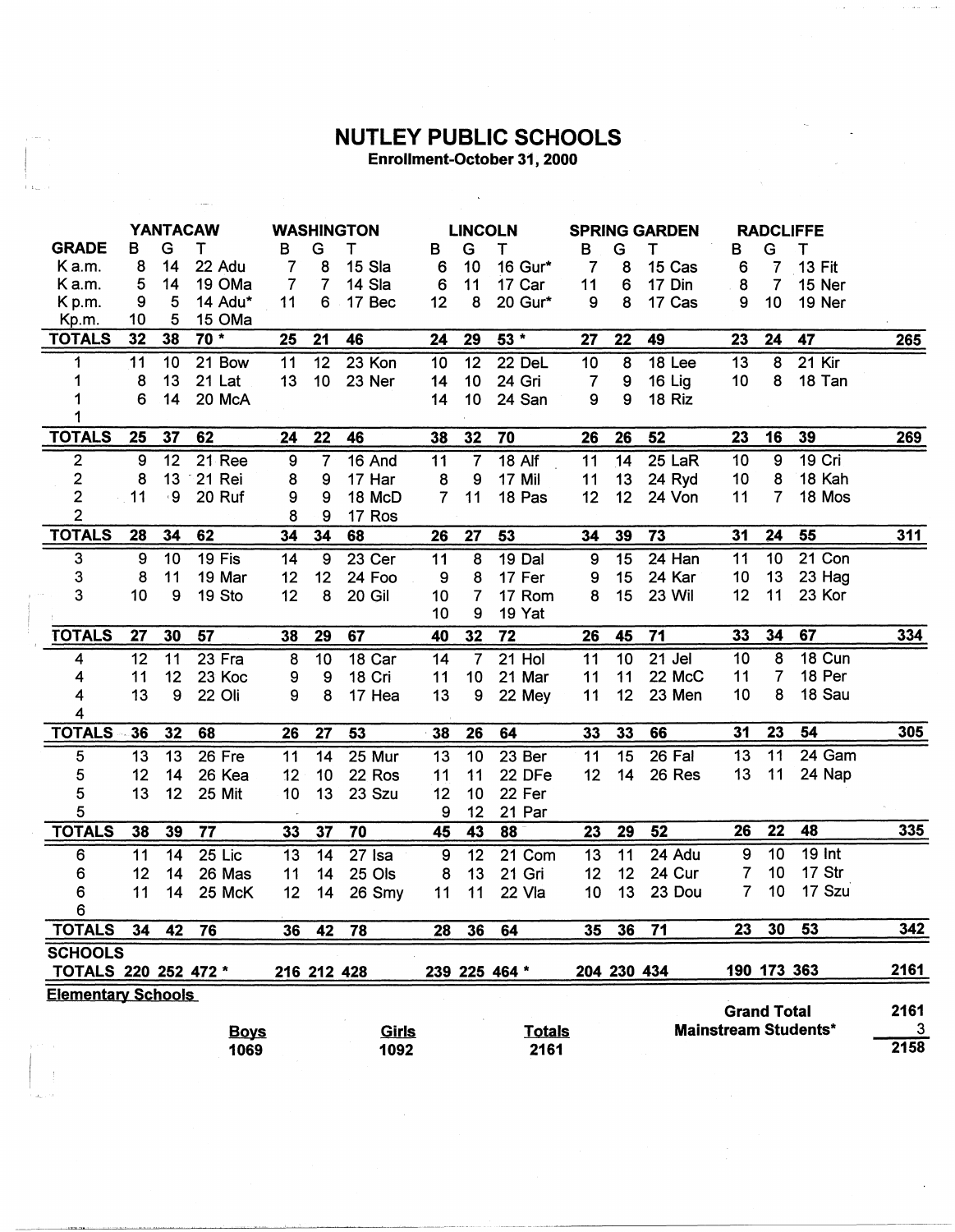# NUTLEY PUBLIC SCHOOLS

**Enrollment-October 31, 2000**

| GRADE | YANTACAW B | G | T | WASHINGTON B | G | T | LINCOLN B | G | T | SPRING GARDEN B | G | T | RADCLIFFE B | G | T | |
|---|---|---|---|---|---|---|---|---|---|---|---|---|---|---|---|---|
| K a.m. | 8 | 14 | 22 Adu | 7 | 8 | 15 Sla | 6 | 10 | 16 Gur* | 7 | 8 | 15 Cas | 6 | 7 | 13 Fit | |
| K a.m. | 5 | 14 | 19 OMa | 7 | 7 | 14 Sla | 6 | 11 | 17 Car | 11 | 6 | 17 Din | 8 | 7 | 15 Ner | |
| K p.m. | 9 | 5 | 14 Adu* | 11 | 6 | 17 Bec | 12 | 8 | 20 Gur* | 9 | 8 | 17 Cas | 9 | 10 | 19 Ner | |
| Kp.m. | 10 | 5 | 15 OMa | | | | | | | | | | | | | |
| **TOTALS** | **32** | **38** | **70 *** | **25** | **21** | **46** | **24** | **29** | **53 *** | **27** | **22** | **49** | **23** | **24** | **47** | **265** |
| 1 | 11 | 10 | 21 Bow | 11 | 12 | 23 Kon | 10 | 12 | 22 DeL | 10 | 8 | 18 Lee | 13 | 8 | 21 Kir | |
| 1 | 8 | 13 | 21 Lat | 13 | 10 | 23 Ner | 14 | 10 | 24 Gri | 7 | 9 | 16 Lig | 10 | 8 | 18 Tan | |
| 1 | 6 | 14 | 20 McA | | | | 14 | 10 | 24 San | 9 | 9 | 18 Riz | | | | |
| 1 | | | | | | | | | | | | | | | | |
| **TOTALS** | **25** | **37** | **62** | **24** | **22** | **46** | **38** | **32** | **70** | **26** | **26** | **52** | **23** | **16** | **39** | **269** |
| 2 | 9 | 12 | 21 Ree | 9 | 7 | 16 And | 11 | 7 | 18 Alf | 11 | 14 | 25 LaR | 10 | 9 | 19 Cri | |
| 2 | 8 | 13 | 21 Rei | 8 | 9 | 17 Har | 8 | 9 | 17 Mil | 11 | 13 | 24 Ryd | 10 | 8 | 18 Kah | |
| 2 | 11 | 9 | 20 Ruf | 9 | 9 | 18 McD | 7 | 11 | 18 Pas | 12 | 12 | 24 Von | 11 | 7 | 18 Mos | |
| 2 | | | | 8 | 9 | 17 Ros | | | | | | | | | | |
| **TOTALS** | **28** | **34** | **62** | **34** | **34** | **68** | **26** | **27** | **53** | **34** | **39** | **73** | **31** | **24** | **55** | **311** |
| 3 | 9 | 10 | 19 Fis | 14 | 9 | 23 Cer | 11 | 8 | 19 Dal | 9 | 15 | 24 Han | 11 | 10 | 21 Con | |
| 3 | 8 | 11 | 19 Mar | 12 | 12 | 24 Foo | 9 | 8 | 17 Fer | 9 | 15 | 24 Kar | 10 | 13 | 23 Hag | |
| 3 | 10 | 9 | 19 Sto | 12 | 8 | 20 Gil | 10 | 7 | 17 Rom | 8 | 15 | 23 Wil | 12 | 11 | 23 Kor | |
| | | | | | | | 10 | 9 | 19 Yat | | | | | | | |
| **TOTALS** | **27** | **30** | **57** | **38** | **29** | **67** | **40** | **32** | **72** | **26** | **45** | **71** | **33** | **34** | **67** | **334** |
| 4 | 12 | 11 | 23 Fra | 8 | 10 | 18 Car | 14 | 7 | 21 Hol | 11 | 10 | 21 Jel | 10 | 8 | 18 Cun | |
| 4 | 11 | 12 | 23 Koc | 9 | 9 | 18 Cri | 11 | 10 | 21 Mar | 11 | 11 | 22 McC | 11 | 7 | 18 Per | |
| 4 | 13 | 9 | 22 Oli | 9 | 8 | 17 Hea | 13 | 9 | 22 Mey | 11 | 12 | 23 Men | 10 | 8 | 18 Sau | |
| 4 | | | | | | | | | | | | | | | | |
| **TOTALS** | **36** | **32** | **68** | **26** | **27** | **53** | **38** | **26** | **64** | **33** | **33** | **66** | **31** | **23** | **54** | **305** |
| 5 | 13 | 13 | 26 Fre | 11 | 14 | 25 Mur | 13 | 10 | 23 Ber | 11 | 15 | 26 Fal | 13 | 11 | 24 Gam | |
| 5 | 12 | 14 | 26 Kea | 12 | 10 | 22 Ros | 11 | 11 | 22 DFe | 12 | 14 | 26 Res | 13 | 11 | 24 Nap | |
| 5 | 13 | 12 | 25 Mit | 10 | 13 | 23 Szu | 12 | 10 | 22 Fer | | | | | | | |
| 5 | | | | | | | 9 | 12 | 21 Par | | | | | | | |
| **TOTALS** | **38** | **39** | **77** | **33** | **37** | **70** | **45** | **43** | **88** | **23** | **29** | **52** | **26** | **22** | **48** | **335** |
| 6 | 11 | 14 | 25 Lic | 13 | 14 | 27 Isa | 9 | 12 | 21 Com | 13 | 11 | 24 Adu | 9 | 10 | 19 Int | |
| 6 | 12 | 14 | 26 Mas | 11 | 14 | 25 Ols | 8 | 13 | 21 Gri | 12 | 12 | 24 Cur | 7 | 10 | 17 Str | |
| 6 | 11 | 14 | 25 McK | 12 | 14 | 26 Smy | 11 | 11 | 22 Vla | 10 | 13 | 23 Dou | 7 | 10 | 17 Szu | |
| 6 | | | | | | | | | | | | | | | | |
| **TOTALS** | **34** | **42** | **76** | **36** | **42** | **78** | **28** | **36** | **64** | **35** | **36** | **71** | **23** | **30** | **53** | **342** |
| **SCHOOLS TOTALS** | **220** | **252** | **472 *** | **216** | **212** | **428** | **239** | **225** | **464 *** | **204** | **230** | **434** | **190** | **173** | **363** | **2161** |

**Elementary Schools**

| Boys | Girls | Totals |
|---|---|---|
| 1069 | 1092 | 2161 |

| | |
|---|---|
| **Grand Total** | **2161** |
| **Mainstream Students*** | **3** |
| | **2158** |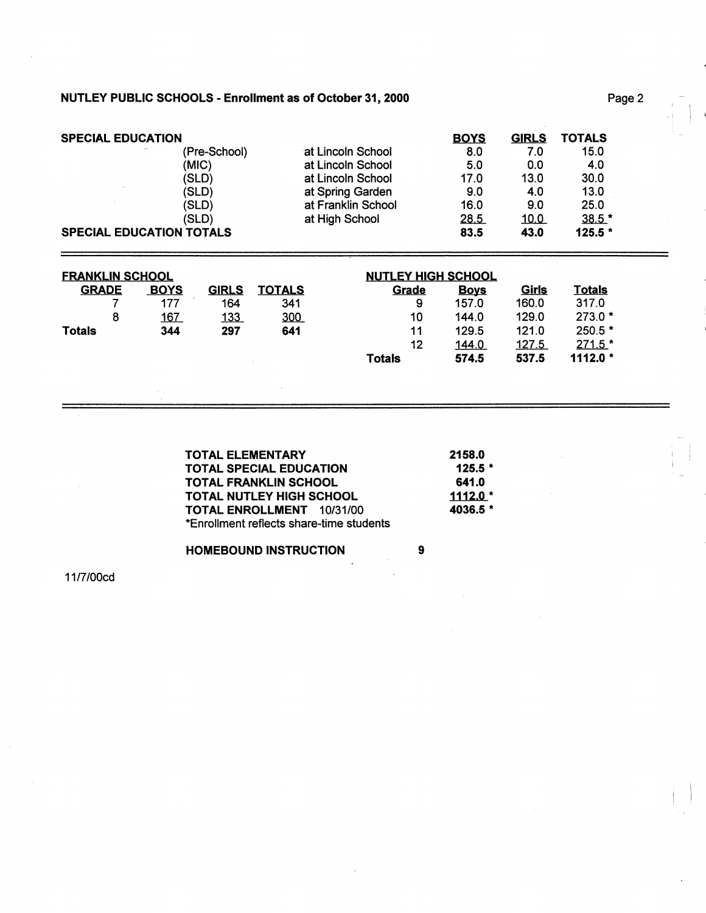## NUTLEY PUBLIC SCHOOLS - Enrollment as of October 31, 2000

| SPECIAL EDUCATION | | | BOYS | GIRLS | TOTALS |
|---|---|---|---|---|---|
| | (Pre-School) | at Lincoln School | 8.0 | 7.0 | 15.0 |
| | (MIC) | at Lincoln School | 5.0 | 0.0 | 4.0 |
| | (SLD) | at Lincoln School | 17.0 | 13.0 | 30.0 |
| | (SLD) | at Spring Garden | 9.0 | 4.0 | 13.0 |
| | (SLD) | at Franklin School | 16.0 | 9.0 | 25.0 |
| | (SLD) | at High School | 28.5 | 10.0 | 38.5 * |
| **SPECIAL EDUCATION TOTALS** | | | **83.5** | **43.0** | **125.5 *** |

**FRANKLIN SCHOOL**

| GRADE | BOYS | GIRLS | TOTALS |
|---|---|---|---|
| 7 | 177 | 164 | 341 |
| 8 | 167 | 133 | 300 |
| **Totals** | **344** | **297** | **641** |

**NUTLEY HIGH SCHOOL**

| Grade | Boys | Girls | Totals |
|---|---|---|---|
| 9 | 157.0 | 160.0 | 317.0 |
| 10 | 144.0 | 129.0 | 273.0 * |
| 11 | 129.5 | 121.0 | 250.5 * |
| 12 | 144.0 | 127.5 | 271.5 * |
| **Totals** | **574.5** | **537.5** | **1112.0 *** |

| | |
|---|---|
| **TOTAL ELEMENTARY** | **2158.0** |
| **TOTAL SPECIAL EDUCATION** | **125.5 *** |
| **TOTAL FRANKLIN SCHOOL** | **641.0** |
| **TOTAL NUTLEY HIGH SCHOOL** | **1112.0 *** |
| **TOTAL ENROLLMENT** 10/31/00 | **4036.5 *** |

*Enrollment reflects share-time students

**HOMEBOUND INSTRUCTION** **9**

11/7/00cd